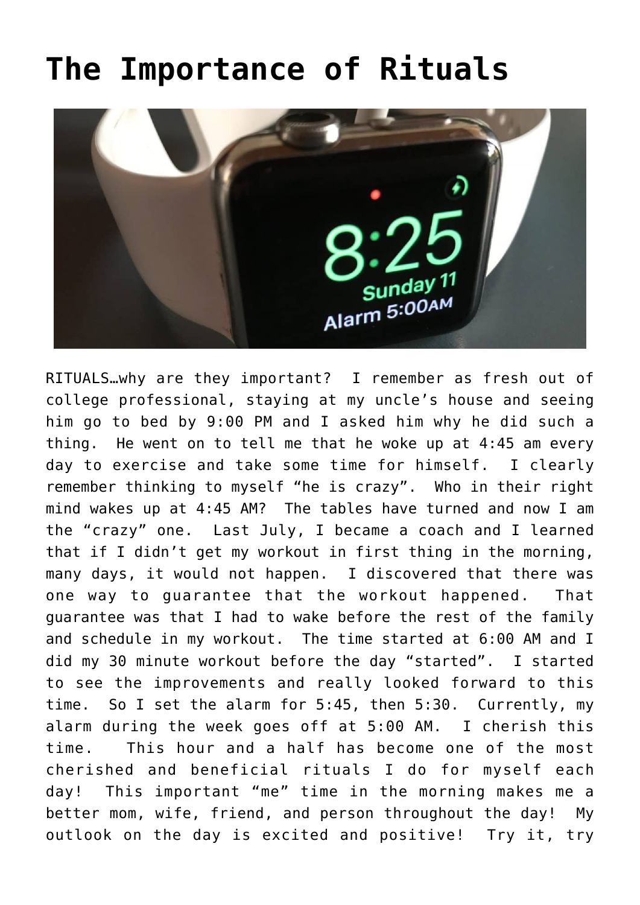# The Importance of Rituals

RITUALS…why are they important? I remember as fresh out of college professional, staying at my uncle's house and seeing him go to bed by 9:00 PM and I asked him why he did such a thing. He went on to tell me that he woke up at 4:45 am every day to exercise and take some time for himself. I clearly remember thinking to myself "he is crazy". Who in their right mind wakes up at 4:45 AM? The tables have turned and now I am the "crazy" one. Last July, I became a coach and I learned that if I didn't get my workout in first thing in the morning, many days, it would not happen. I discovered that there was one way to guarantee that the workout happened. That guarantee was that I had to wake before the rest of the family and schedule in my workout. The time started at 6:00 AM and I did my 30 minute workout before the day "started". I started to see the improvements and really looked forward to this time. So I set the alarm for 5:45, then 5:30. Currently, my alarm during the week goes off at 5:00 AM. I cherish this time. This hour and a half has become one of the most cherished and beneficial rituals I do for myself each day! This important "me" time in the morning makes me a better mom, wife, friend, and person throughout the day! My outlook on the day is excited and positive! Try it, try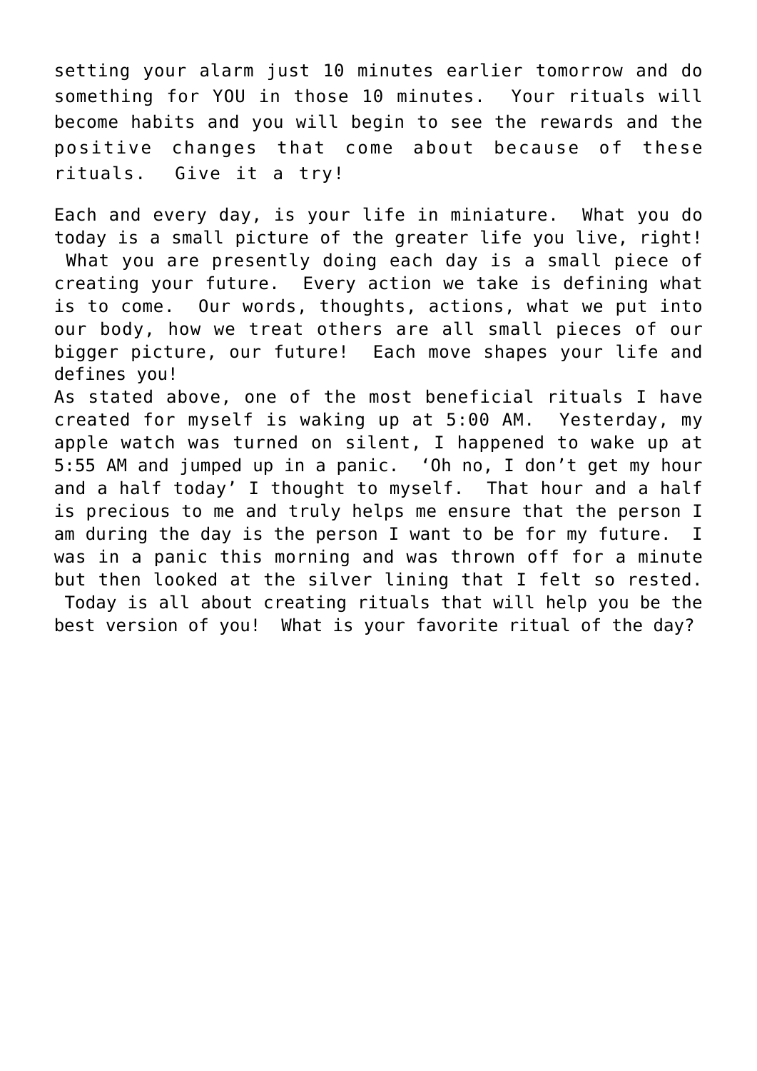setting your alarm just 10 minutes earlier tomorrow and do something for YOU in those 10 minutes. Your rituals will become habits and you will begin to see the rewards and the positive changes that come about because of these rituals. Give it a try!

Each and every day, is your life in miniature. What you do today is a small picture of the greater life you live, right! What you are presently doing each day is a small piece of creating your future. Every action we take is defining what is to come. Our words, thoughts, actions, what we put into our body, how we treat others are all small pieces of our bigger picture, our future! Each move shapes your life and defines you!

As stated above, one of the most beneficial rituals I have created for myself is waking up at 5:00 AM. Yesterday, my apple watch was turned on silent, I happened to wake up at 5:55 AM and jumped up in a panic. 'Oh no, I don't get my hour and a half today' I thought to myself. That hour and a half is precious to me and truly helps me ensure that the person I am during the day is the person I want to be for my future. I was in a panic this morning and was thrown off for a minute but then looked at the silver lining that I felt so rested. Today is all about creating rituals that will help you be the best version of you! What is your favorite ritual of the day?